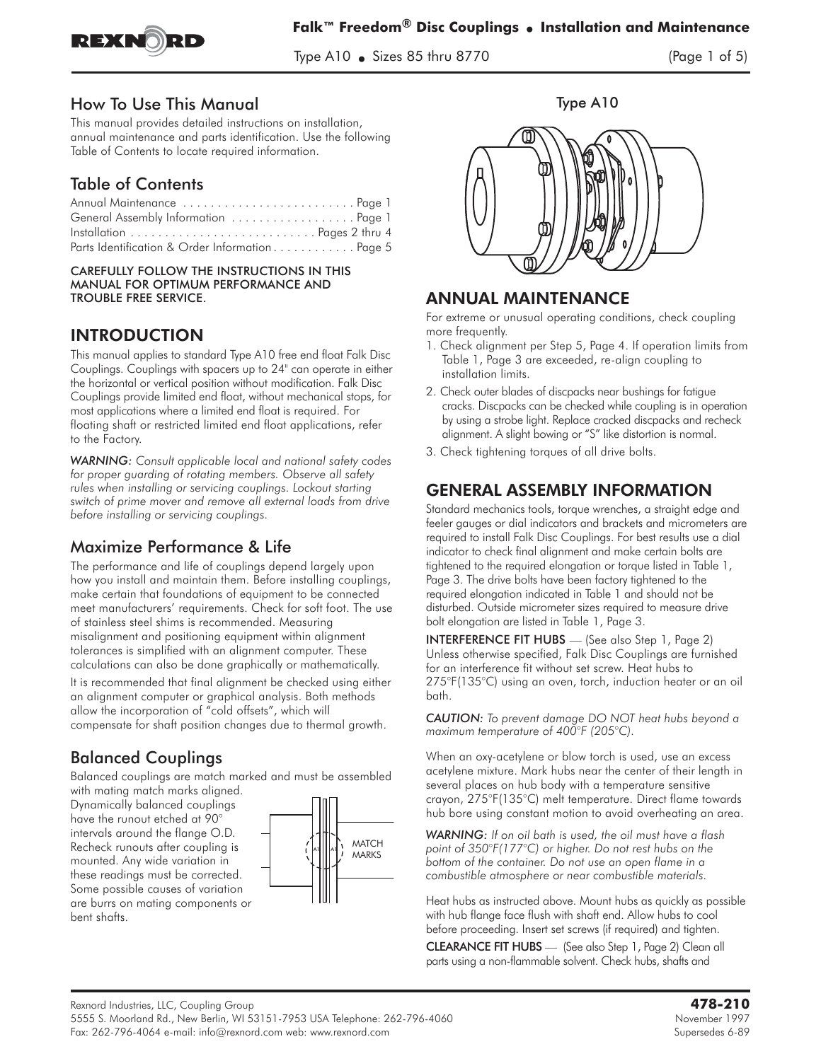## How To Use This Manual

This manual provides detailed instructions on installation, annual maintenance and parts identification. Use the following Table of Contents to locate required information.

## Table of Contents

Annual Maintenance . . . . . . . . . . . . . . . . . . . . . . . . . Page 1
General Assembly Information . . . . . . . . . . . . . . . . . . Page 1
Installation . . . . . . . . . . . . . . . . . . . . . . . . . . Pages 2 thru 4
Parts Identification & Order Information . . . . . . . . . . . . Page 5

CAREFULLY FOLLOW THE INSTRUCTIONS IN THIS MANUAL FOR OPTIMUM PERFORMANCE AND TROUBLE FREE SERVICE.

## INTRODUCTION

This manual applies to standard Type A10 free end float Falk Disc Couplings. Couplings with spacers up to 24" can operate in either the horizontal or vertical position without modification. Falk Disc Couplings provide limited end float, without mechanical stops, for most applications where a limited end float is required. For floating shaft or restricted limited end float applications, refer to the Factory.

*WARNING: Consult applicable local and national safety codes for proper guarding of rotating members. Observe all safety rules when installing or servicing couplings. Lockout starting switch of prime mover and remove all external loads from drive before installing or servicing couplings.*

## Maximize Performance & Life

The performance and life of couplings depend largely upon how you install and maintain them. Before installing couplings, make certain that foundations of equipment to be connected meet manufacturers' requirements. Check for soft foot. The use of stainless steel shims is recommended. Measuring misalignment and positioning equipment within alignment tolerances is simplified with an alignment computer. These calculations can also be done graphically or mathematically.

It is recommended that final alignment be checked using either an alignment computer or graphical analysis. Both methods allow the incorporation of "cold offsets", which will compensate for shaft position changes due to thermal growth.

## Balanced Couplings

Balanced couplings are match marked and must be assembled with mating match marks aligned. Dynamically balanced couplings have the runout etched at 90° intervals around the flange O.D. Recheck runouts after coupling is mounted. Any wide variation in these readings must be corrected. Some possible causes of variation are burrs on mating components or bent shafts.

MATCH MARKS

Type A10

## ANNUAL MAINTENANCE

For extreme or unusual operating conditions, check coupling more frequently.

1. Check alignment per Step 5, Page 4. If operation limits from Table 1, Page 3 are exceeded, re-align coupling to installation limits.
2. Check outer blades of discpacks near bushings for fatigue cracks. Discpacks can be checked while coupling is in operation by using a strobe light. Replace cracked discpacks and recheck alignment. A slight bowing or "S" like distortion is normal.
3. Check tightening torques of all drive bolts.

## GENERAL ASSEMBLY INFORMATION

Standard mechanics tools, torque wrenches, a straight edge and feeler gauges or dial indicators and brackets and micrometers are required to install Falk Disc Couplings. For best results use a dial indicator to check final alignment and make certain bolts are tightened to the required elongation or torque listed in Table 1, Page 3. The drive bolts have been factory tightened to the required elongation indicated in Table 1 and should not be disturbed. Outside micrometer sizes required to measure drive bolt elongation are listed in Table 1, Page 3.

**INTERFERENCE FIT HUBS** — (See also Step 1, Page 2) Unless otherwise specified, Falk Disc Couplings are furnished for an interference fit without set screw. Heat hubs to 275°F(135°C) using an oven, torch, induction heater or an oil bath.

*CAUTION: To prevent damage DO NOT heat hubs beyond a maximum temperature of 400°F (205°C).*

When an oxy-acetylene or blow torch is used, use an excess acetylene mixture. Mark hubs near the center of their length in several places on hub body with a temperature sensitive crayon, 275°F(135°C) melt temperature. Direct flame towards hub bore using constant motion to avoid overheating an area.

*WARNING: If an oil bath is used, the oil must have a flash point of 350°F(177°C) or higher. Do not rest hubs on the bottom of the container. Do not use an open flame in a combustible atmosphere or near combustible materials.*

Heat hubs as instructed above. Mount hubs as quickly as possible with hub flange face flush with shaft end. Allow hubs to cool before proceeding. Insert set screws (if required) and tighten.

**CLEARANCE FIT HUBS** — (See also Step 1, Page 2) Clean all parts using a non-flammable solvent. Check hubs, shafts and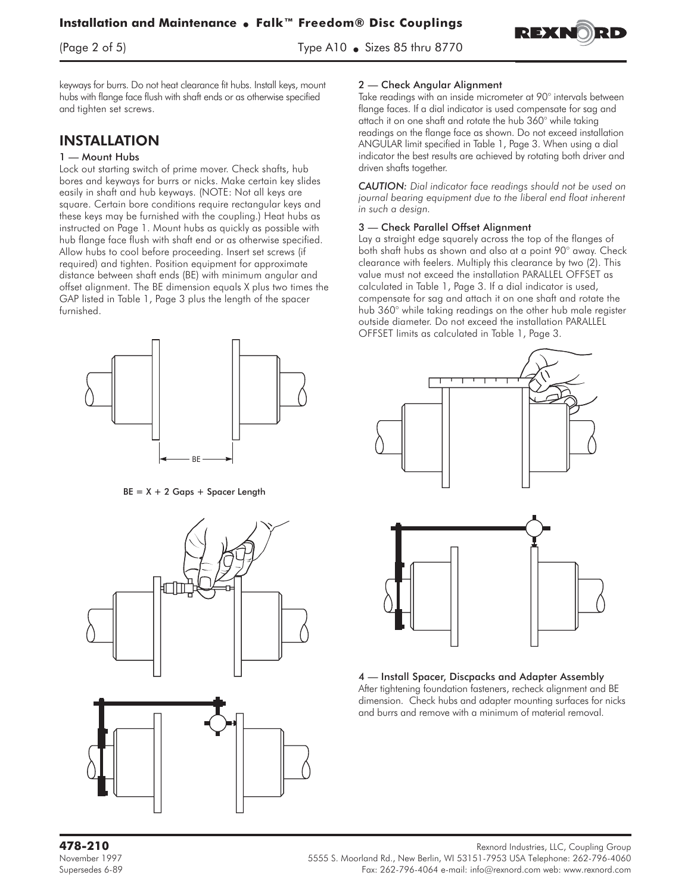keyways for burrs. Do not heat clearance fit hubs. Install keys, mount hubs with flange face flush with shaft ends or as otherwise specified and tighten set screws.

## INSTALLATION

### 1 — Mount Hubs

Lock out starting switch of prime mover. Check shafts, hub bores and keyways for burrs or nicks. Make certain key slides easily in shaft and hub keyways. (NOTE: Not all keys are square. Certain bore conditions require rectangular keys and these keys may be furnished with the coupling.) Heat hubs as instructed on Page 1. Mount hubs as quickly as possible with hub flange face flush with shaft end or as otherwise specified. Allow hubs to cool before proceeding. Insert set screws (if required) and tighten. Position equipment for approximate distance between shaft ends (BE) with minimum angular and offset alignment. The BE dimension equals X plus two times the GAP listed in Table 1, Page 3 plus the length of the spacer furnished.

BE

BE = X + 2 Gaps + Spacer Length

### 2 — Check Angular Alignment

Take readings with an inside micrometer at 90° intervals between flange faces. If a dial indicator is used compensate for sag and attach it on one shaft and rotate the hub 360° while taking readings on the flange face as shown. Do not exceed installation ANGULAR limit specified in Table 1, Page 3. When using a dial indicator the best results are achieved by rotating both driver and driven shafts together.

*CAUTION: Dial indicator face readings should not be used on journal bearing equipment due to the liberal end float inherent in such a design.*

### 3 — Check Parallel Offset Alignment

Lay a straight edge squarely across the top of the flanges of both shaft hubs as shown and also at a point 90° away. Check clearance with feelers. Multiply this clearance by two (2). This value must not exceed the installation PARALLEL OFFSET as calculated in Table 1, Page 3. If a dial indicator is used, compensate for sag and attach it on one shaft and rotate the hub 360° while taking readings on the other hub male register outside diameter. Do not exceed the installation PARALLEL OFFSET limits as calculated in Table 1, Page 3.

### 4 — Install Spacer, Discpacks and Adapter Assembly

After tightening foundation fasteners, recheck alignment and BE dimension. Check hubs and adapter mounting surfaces for nicks and burrs and remove with a minimum of material removal.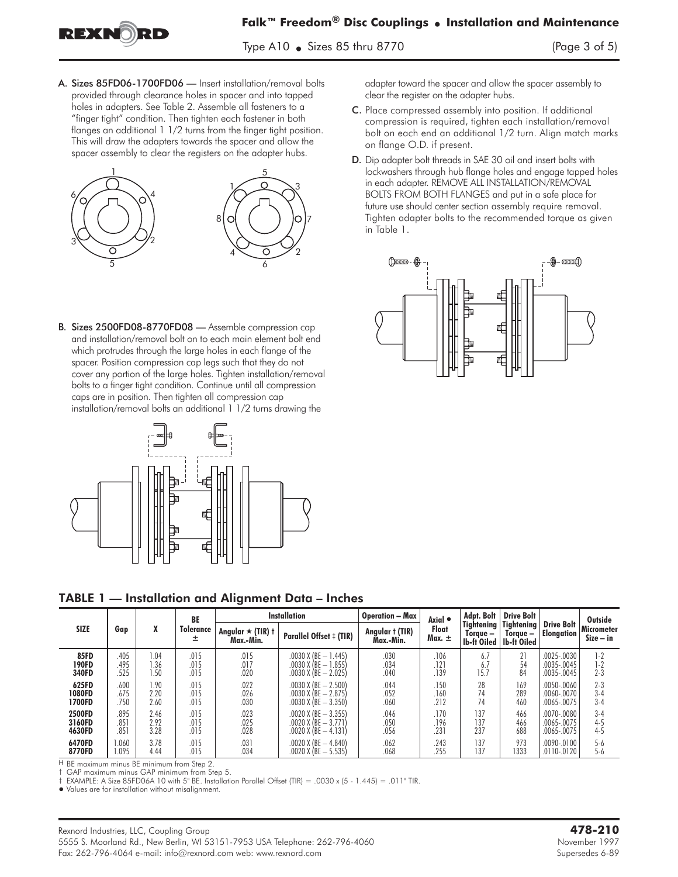A. **Sizes 85FD06-1700FD06** — Insert installation/removal bolts provided through clearance holes in spacer and into tapped holes in adapters. See Table 2. Assemble all fasteners to a "finger tight" condition. Then tighten each fastener in both flanges an additional 1 1/2 turns from the finger tight position. This will draw the adapters towards the spacer and allow the spacer assembly to clear the registers on the adapter hubs.

B. **Sizes 2500FD08-8770FD08** — Assemble compression cap and installation/removal bolt on to each main element bolt end which protrudes through the large holes in each flange of the spacer. Position compression cap legs such that they do not cover any portion of the large holes. Tighten installation/removal bolts to a finger tight condition. Continue until all compression caps are in position. Then tighten all compression cap installation/removal bolts an additional 1 1/2 turns drawing the adapter toward the spacer and allow the spacer assembly to clear the register on the adapter hubs.

C. Place compressed assembly into position. If additional compression is required, tighten each installation/removal bolt on each end an additional 1/2 turn. Align match marks on flange O.D. if present.

D. Dip adapter bolt threads in SAE 30 oil and insert bolts with lockwashers through hub flange holes and engage tapped holes in each adapter. REMOVE ALL INSTALLATION/REMOVAL BOLTS FROM BOTH FLANGES and put in a safe place for future use should center section assembly require removal. Tighten adapter bolts to the recommended torque as given in Table 1.

## TABLE 1 — Installation and Alignment Data – Inches

| SIZE | Gap | X | BE Tolerance ± | Installation | | Operation – Max | Axial ● Float Max. ± | Adpt. Bolt Tightening Torque – lb-ft Oiled | Drive Bolt Tightening Torque – lb-ft Oiled | Drive Bolt Elongation | Outside Micrometer Size – in |
|---|---|---|---|---|---|---|---|---|---|---|---|
| | | | | Angular ★ (TIR) † Max.-Min. | Parallel Offset ‡ (TIR) | Angular † (TIR) Max.-Min. | | | | | |
| 85FD | .405 | 1.04 | .015 | .015 | .0030 X (BE – 1.445) | .030 | .106 | 6.7 | 21 | .0025-.0030 | 1-2 |
| 190FD | .495 | 1.36 | .015 | .017 | .0030 X (BE – 1.855) | .034 | .121 | 6.7 | 54 | .0035-.0045 | 1-2 |
| 340FD | .525 | 1.50 | .015 | .020 | .0030 X (BE – 2.025) | .040 | .139 | 15.7 | 84 | .0035-.0045 | 2-3 |
| 625FD | .600 | 1.90 | .015 | .022 | .0030 X (BE – 2.500) | .044 | .150 | 28 | 169 | .0050-.0060 | 2-3 |
| 1080FD | .675 | 2.20 | .015 | .026 | .0030 X (BE – 2.875) | .052 | .160 | 74 | 289 | .0060-.0070 | 3-4 |
| 1700FD | .750 | 2.60 | .015 | .030 | .0030 X (BE – 3.350) | .060 | .212 | 74 | 460 | .0065-.0075 | 3-4 |
| 2500FD | .895 | 2.46 | .015 | .023 | .0020 X (BE – 3.355) | .046 | .170 | 137 | 466 | .0070-.0080 | 3-4 |
| 3160FD | .851 | 2.92 | .015 | .025 | .0020 X (BE – 3.771) | .050 | .196 | 137 | 466 | .0065-.0075 | 4-5 |
| 4630FD | .851 | 3.28 | .015 | .028 | .0020 X (BE – 4.131) | .056 | .231 | 237 | 688 | .0065-.0075 | 4-5 |
| 6470FD | 1.060 | 3.78 | .015 | .031 | .0020 X (BE – 4.840) | .062 | .243 | 137 | 973 | .0090-.0100 | 5-6 |
| 8770FD | 1.095 | 4.44 | .015 | .034 | .0020 X (BE – 5.535) | .068 | .255 | 137 | 1333 | .0110-.0120 | 5-6 |

★ BE maximum minus BE minimum from Step 2.
† GAP maximum minus GAP minimum from Step 5.
‡ EXAMPLE: A Size 85FD06A 10 with 5" BE. Installation Parallel Offset (TIR) = .0030 x (5 - 1.445) = .011" TIR.
● Values are for installation without misalignment.

Rexnord Industries, LLC, Coupling Group
5555 S. Moorland Rd., New Berlin, WI 53151-7953 USA Telephone: 262-796-4060
Fax: 262-796-4064 e-mail: info@rexnord.com web: www.rexnord.com

**478-210**
November 1997
Supersedes 6-89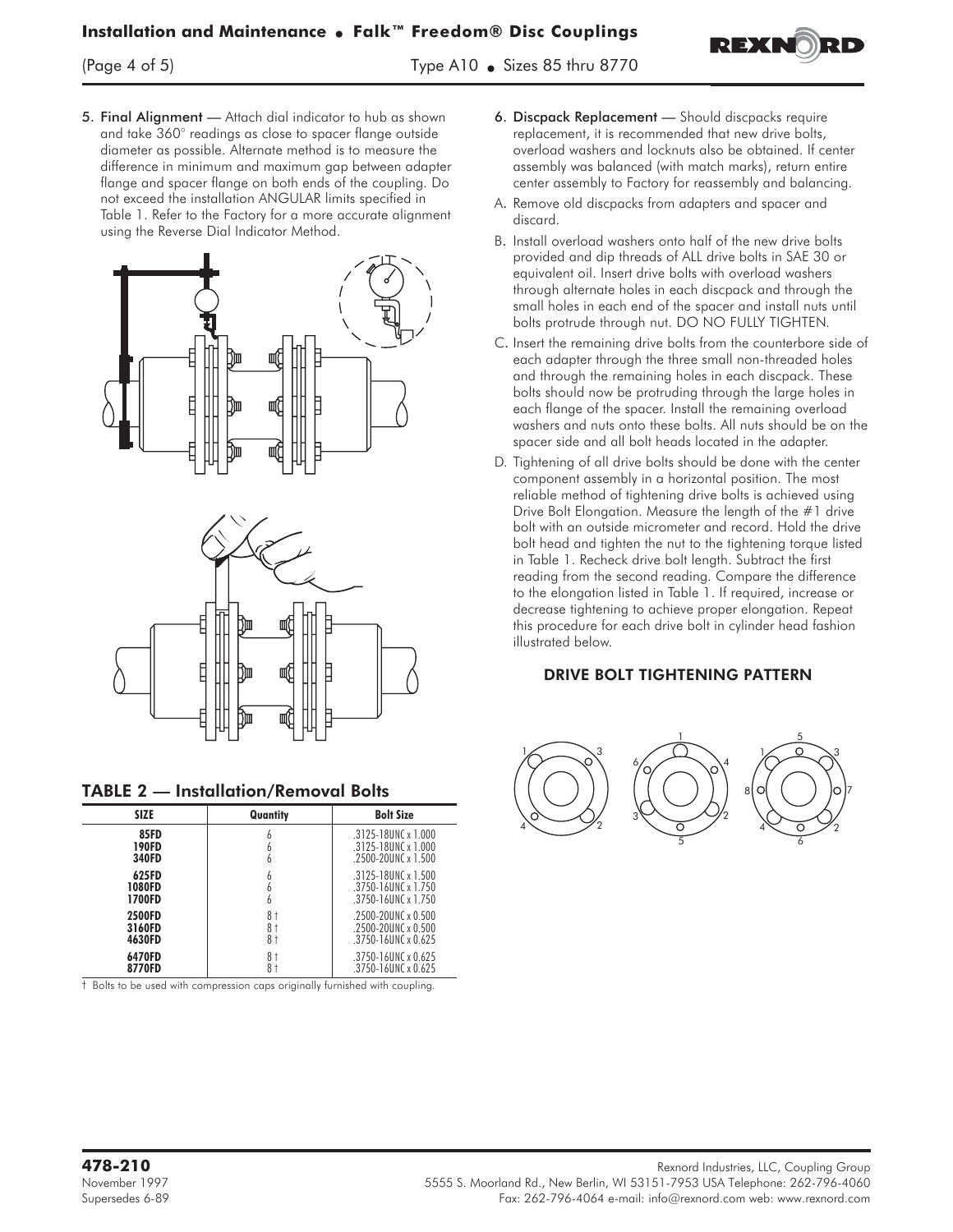5. **Final Alignment** — Attach dial indicator to hub as shown and take 360° readings as close to spacer flange outside diameter as possible. Alternate method is to measure the difference in minimum and maximum gap between adapter flange and spacer flange on both ends of the coupling. Do not exceed the installation ANGULAR limits specified in Table 1. Refer to the Factory for a more accurate alignment using the Reverse Dial Indicator Method.

## TABLE 2 — Installation/Removal Bolts

| SIZE | Quantity | Bolt Size |
|---|---|---|
| 85FD | 6 | .3125-18UNC x 1.000 |
| 190FD | 6 | .3125-18UNC x 1.000 |
| 340FD | 6 | .2500-20UNC x 1.500 |
| 625FD | 6 | .3125-18UNC x 1.500 |
| 1080FD | 6 | .3750-16UNC x 1.750 |
| 1700FD | 6 | .3750-16UNC x 1.750 |
| 2500FD | 8 † | .2500-20UNC x 0.500 |
| 3160FD | 8 † | .2500-20UNC x 0.500 |
| 4630FD | 8 † | .3750-16UNC x 0.625 |
| 6470FD | 8 † | .3750-16UNC x 0.625 |
| 8770FD | 8 † | .3750-16UNC x 0.625 |

† Bolts to be used with compression caps originally furnished with coupling.

6. **Discpack Replacement** — Should discpacks require replacement, it is recommended that new drive bolts, overload washers and locknuts also be obtained. If center assembly was balanced (with match marks), return entire center assembly to Factory for reassembly and balancing.

A. Remove old discpacks from adapters and spacer and discard.

B. Install overload washers onto half of the new drive bolts provided and dip threads of ALL drive bolts in SAE 30 or equivalent oil. Insert drive bolts with overload washers through alternate holes in each discpack and through the small holes in each end of the spacer and install nuts until bolts protrude through nut. DO NO FULLY TIGHTEN.

C. Insert the remaining drive bolts from the counterbore side of each adapter through the three small non-threaded holes and through the remaining holes in each discpack. These bolts should now be protruding through the large holes in each flange of the spacer. Install the remaining overload washers and nuts onto these bolts. All nuts should be on the spacer side and all bolt heads located in the adapter.

D. Tightening of all drive bolts should be done with the center component assembly in a horizontal position. The most reliable method of tightening drive bolts is achieved using Drive Bolt Elongation. Measure the length of the #1 drive bolt with an outside micrometer and record. Hold the drive bolt head and tighten the nut to the tightening torque listed in Table 1. Recheck drive bolt length. Subtract the first reading from the second reading. Compare the difference to the elongation listed in Table 1. If required, increase or decrease tightening to achieve proper elongation. Repeat this procedure for each drive bolt in cylinder head fashion illustrated below.

### DRIVE BOLT TIGHTENING PATTERN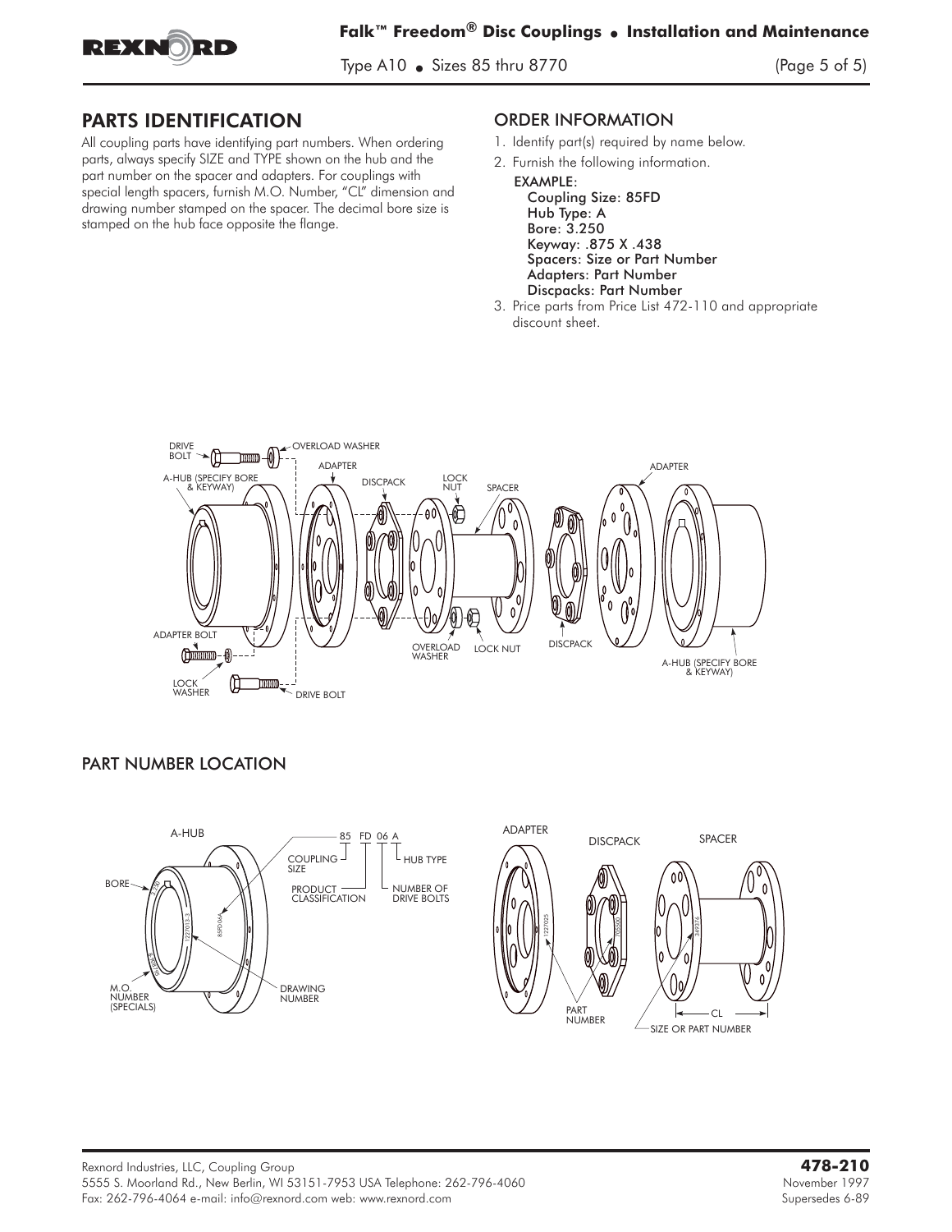## PARTS IDENTIFICATION

All coupling parts have identifying part numbers. When ordering parts, always specify SIZE and TYPE shown on the hub and the part number on the spacer and adapters. For couplings with special length spacers, furnish M.O. Number, "CL" dimension and drawing number stamped on the spacer. The decimal bore size is stamped on the hub face opposite the flange.

## ORDER INFORMATION

1. Identify part(s) required by name below.
2. Furnish the following information.

   **EXAMPLE:**
   **Coupling Size: 85FD**
   **Hub Type: A**
   **Bore: 3.250**
   **Keyway: .875 X .438**
   **Spacers: Size or Part Number**
   **Adapters: Part Number**
   **Discpacks: Part Number**
3. Price parts from Price List 472-110 and appropriate discount sheet.

DRIVE BOLT
OVERLOAD WASHER
ADAPTER
A-HUB (SPECIFY BORE & KEYWAY)
DISCPACK
LOCK NUT
SPACER
ADAPTER
ADAPTER BOLT
OVERLOAD WASHER
LOCK NUT
DISCPACK
A-HUB (SPECIFY BORE & KEYWAY)
LOCK WASHER
DRIVE BOLT

## PART NUMBER LOCATION

A-HUB
85 FD 06 A
COUPLING SIZE
PRODUCT CLASSIFICATION
HUB TYPE
NUMBER OF DRIVE BOLTS
BORE
M.O. NUMBER (SPECIALS)
DRAWING NUMBER

ADAPTER
DISCPACK
SPACER
PART NUMBER
CL
SIZE OR PART NUMBER